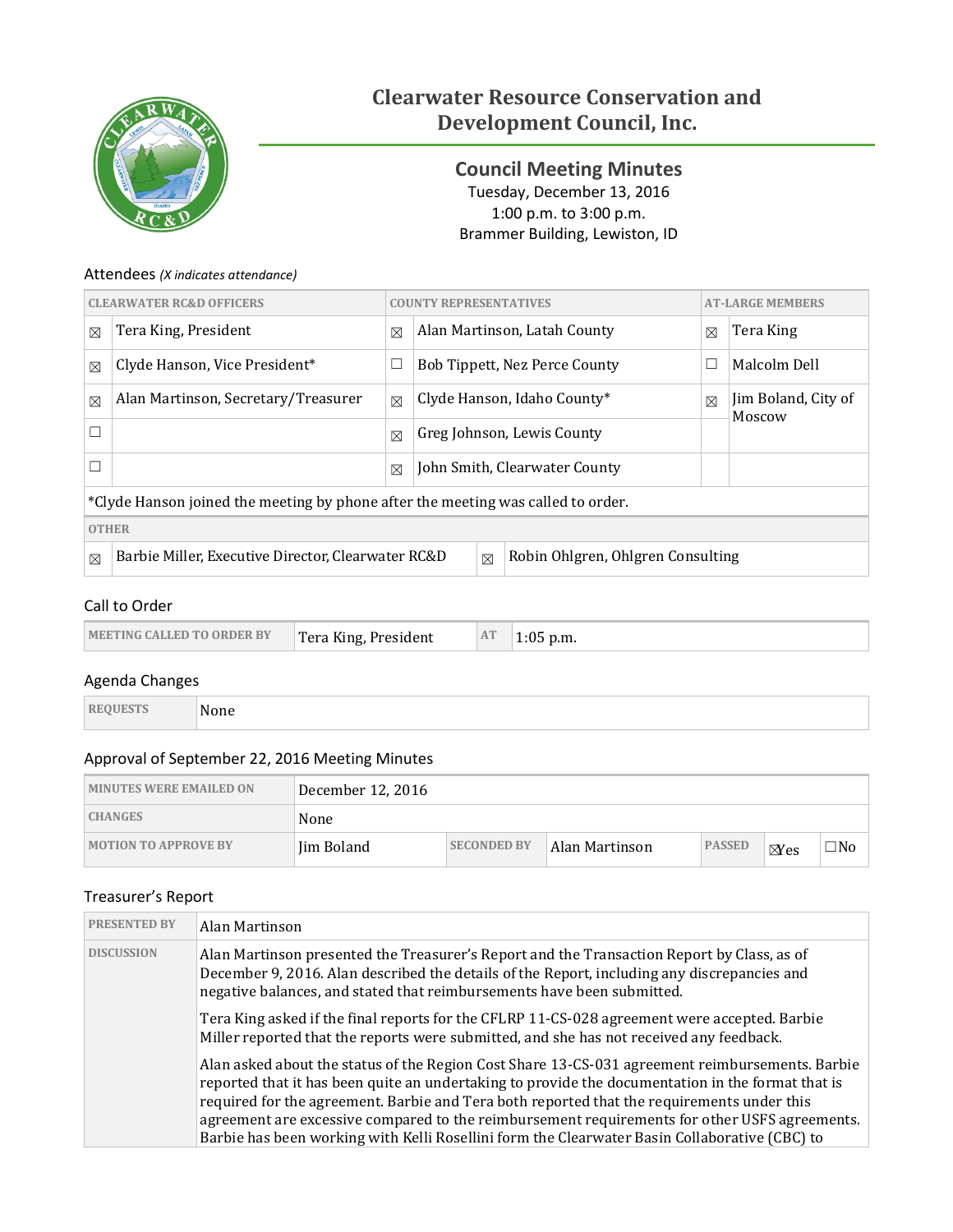# Clearwater Resource Conservation and Development Council, Inc.

## Council Meeting Minutes

Tuesday, December 13, 2016
1:00 p.m. to 3:00 p.m.
Brammer Building, Lewiston, ID

### Attendees *(X indicates attendance)*

| | CLEARWATER RC&D OFFICERS | | COUNTY REPRESENTATIVES | | AT-LARGE MEMBERS |
|---|---|---|---|---|---|
| ☒ | Tera King, President | ☒ | Alan Martinson, Latah County | ☒ | Tera King |
| ☒ | Clyde Hanson, Vice President* | ☐ | Bob Tippett, Nez Perce County | ☐ | Malcolm Dell |
| ☒ | Alan Martinson, Secretary/Treasurer | ☒ | Clyde Hanson, Idaho County* | ☒ | Jim Boland, City of Moscow |
| ☐ | | ☒ | Greg Johnson, Lewis County | | |
| ☐ | | ☒ | John Smith, Clearwater County | | |

*Clyde Hanson joined the meeting by phone after the meeting was called to order.

| | OTHER | | |
|---|---|---|---|
| ☒ | Barbie Miller, Executive Director, Clearwater RC&D | ☒ | Robin Ohlgren, Ohlgren Consulting |

### Call to Order

| MEETING CALLED TO ORDER BY | Tera King, President | AT | 1:05 p.m. |
|---|---|---|---|

### Agenda Changes

| REQUESTS | None |
|---|---|

### Approval of September 22, 2016 Meeting Minutes

| MINUTES WERE EMAILED ON | December 12, 2016 | | | | | |
|---|---|---|---|---|---|---|
| CHANGES | None | | | | | |
| MOTION TO APPROVE BY | Jim Boland | SECONDED BY | Alan Martinson | PASSED | ☒Yes | ☐No |

### Treasurer's Report

| PRESENTED BY | Alan Martinson |
|---|---|
| DISCUSSION | Alan Martinson presented the Treasurer's Report and the Transaction Report by Class, as of December 9, 2016. Alan described the details of the Report, including any discrepancies and negative balances, and stated that reimbursements have been submitted.<br><br>Tera King asked if the final reports for the CFLRP 11-CS-028 agreement were accepted. Barbie Miller reported that the reports were submitted, and she has not received any feedback.<br><br>Alan asked about the status of the Region Cost Share 13-CS-031 agreement reimbursements. Barbie reported that it has been quite an undertaking to provide the documentation in the format that is required for the agreement. Barbie and Tera both reported that the requirements under this agreement are excessive compared to the reimbursement requirements for other USFS agreements. Barbie has been working with Kelli Rosellini form the Clearwater Basin Collaborative (CBC) to |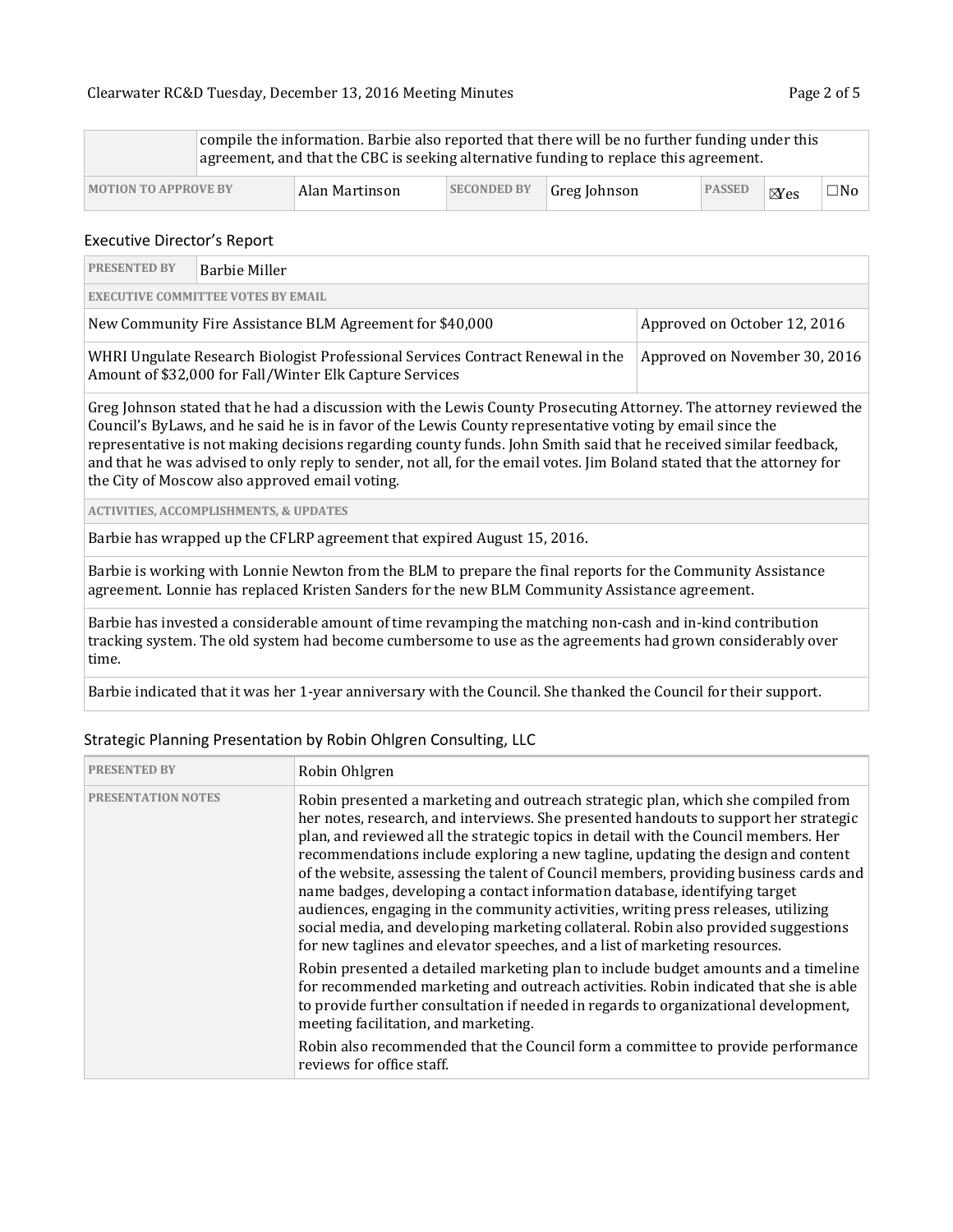| | compile the information. Barbie also reported that there will be no further funding under this agreement, and that the CBC is seeking alternative funding to replace this agreement. | | | | | |
|---|---|---|---|---|---|---|
| **MOTION TO APPROVE BY** | Alan Martinson | **SECONDED BY** | Greg Johnson | **PASSED** | ☒Yes | ☐No |

## Executive Director's Report

| **PRESENTED BY** | Barbie Miller |
|---|---|
| **EXECUTIVE COMMITTEE VOTES BY EMAIL** | |
| New Community Fire Assistance BLM Agreement for $40,000 | Approved on October 12, 2016 |
| WHRI Ungulate Research Biologist Professional Services Contract Renewal in the Amount of $32,000 for Fall/Winter Elk Capture Services | Approved on November 30, 2016 |

Greg Johnson stated that he had a discussion with the Lewis County Prosecuting Attorney. The attorney reviewed the Council's ByLaws, and he said he is in favor of the Lewis County representative voting by email since the representative is not making decisions regarding county funds. John Smith said that he received similar feedback, and that he was advised to only reply to sender, not all, for the email votes. Jim Boland stated that the attorney for the City of Moscow also approved email voting.

**ACTIVITIES, ACCOMPLISHMENTS, & UPDATES**

Barbie has wrapped up the CFLRP agreement that expired August 15, 2016.

Barbie is working with Lonnie Newton from the BLM to prepare the final reports for the Community Assistance agreement. Lonnie has replaced Kristen Sanders for the new BLM Community Assistance agreement.

Barbie has invested a considerable amount of time revamping the matching non-cash and in-kind contribution tracking system. The old system had become cumbersome to use as the agreements had grown considerably over time.

Barbie indicated that it was her 1-year anniversary with the Council. She thanked the Council for their support.

## Strategic Planning Presentation by Robin Ohlgren Consulting, LLC

| **PRESENTED BY** | Robin Ohlgren |
|---|---|
| **PRESENTATION NOTES** | Robin presented a marketing and outreach strategic plan, which she compiled from her notes, research, and interviews. She presented handouts to support her strategic plan, and reviewed all the strategic topics in detail with the Council members. Her recommendations include exploring a new tagline, updating the design and content of the website, assessing the talent of Council members, providing business cards and name badges, developing a contact information database, identifying target audiences, engaging in the community activities, writing press releases, utilizing social media, and developing marketing collateral. Robin also provided suggestions for new taglines and elevator speeches, and a list of marketing resources.<br><br>Robin presented a detailed marketing plan to include budget amounts and a timeline for recommended marketing and outreach activities. Robin indicated that she is able to provide further consultation if needed in regards to organizational development, meeting facilitation, and marketing.<br><br>Robin also recommended that the Council form a committee to provide performance reviews for office staff. |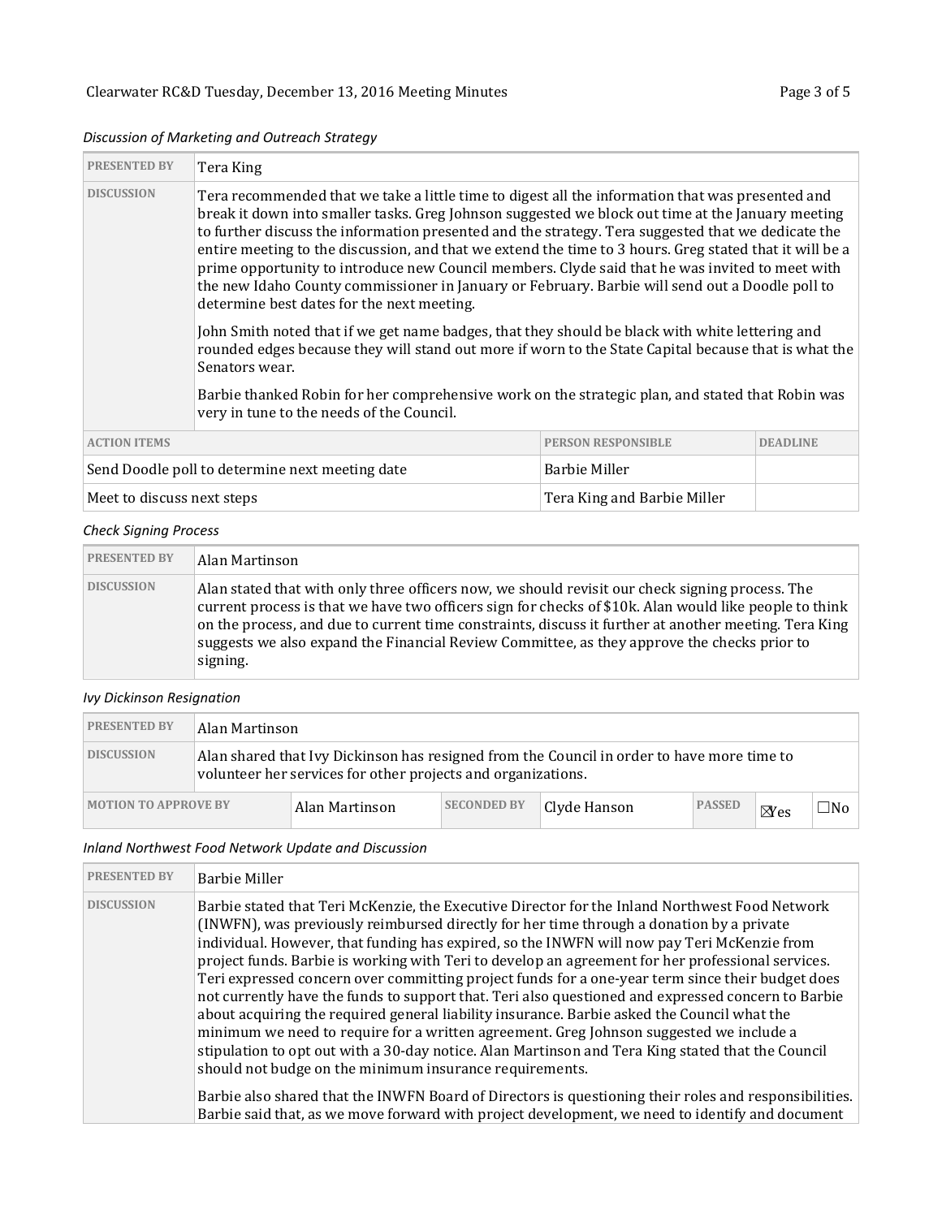*Discussion of Marketing and Outreach Strategy*

| PRESENTED BY | Tera King |
|---|---|
| DISCUSSION | Tera recommended that we take a little time to digest all the information that was presented and break it down into smaller tasks. Greg Johnson suggested we block out time at the January meeting to further discuss the information presented and the strategy. Tera suggested that we dedicate the entire meeting to the discussion, and that we extend the time to 3 hours. Greg stated that it will be a prime opportunity to introduce new Council members. Clyde said that he was invited to meet with the new Idaho County commissioner in January or February. Barbie will send out a Doodle poll to determine best dates for the next meeting.<br><br>John Smith noted that if we get name badges, that they should be black with white lettering and rounded edges because they will stand out more if worn to the State Capital because that is what the Senators wear.<br><br>Barbie thanked Robin for her comprehensive work on the strategic plan, and stated that Robin was very in tune to the needs of the Council. |

| ACTION ITEMS | PERSON RESPONSIBLE | DEADLINE |
|---|---|---|
| Send Doodle poll to determine next meeting date | Barbie Miller | |
| Meet to discuss next steps | Tera King and Barbie Miller | |

*Check Signing Process*

| PRESENTED BY | Alan Martinson |
|---|---|
| DISCUSSION | Alan stated that with only three officers now, we should revisit our check signing process. The current process is that we have two officers sign for checks of $10k. Alan would like people to think on the process, and due to current time constraints, discuss it further at another meeting. Tera King suggests we also expand the Financial Review Committee, as they approve the checks prior to signing. |

*Ivy Dickinson Resignation*

| PRESENTED BY | Alan Martinson | | | | | |
|---|---|---|---|---|---|---|
| DISCUSSION | Alan shared that Ivy Dickinson has resigned from the Council in order to have more time to volunteer her services for other projects and organizations. | | | | | |
| MOTION TO APPROVE BY | Alan Martinson | SECONDED BY | Clyde Hanson | PASSED | ☒Yes | ☐No |

*Inland Northwest Food Network Update and Discussion*

| PRESENTED BY | Barbie Miller |
|---|---|
| DISCUSSION | Barbie stated that Teri McKenzie, the Executive Director for the Inland Northwest Food Network (INWFN), was previously reimbursed directly for her time through a donation by a private individual. However, that funding has expired, so the INWFN will now pay Teri McKenzie from project funds. Barbie is working with Teri to develop an agreement for her professional services. Teri expressed concern over committing project funds for a one-year term since their budget does not currently have the funds to support that. Teri also questioned and expressed concern to Barbie about acquiring the required general liability insurance. Barbie asked the Council what the minimum we need to require for a written agreement. Greg Johnson suggested we include a stipulation to opt out with a 30-day notice. Alan Martinson and Tera King stated that the Council should not budge on the minimum insurance requirements.<br><br>Barbie also shared that the INWFN Board of Directors is questioning their roles and responsibilities. Barbie said that, as we move forward with project development, we need to identify and document |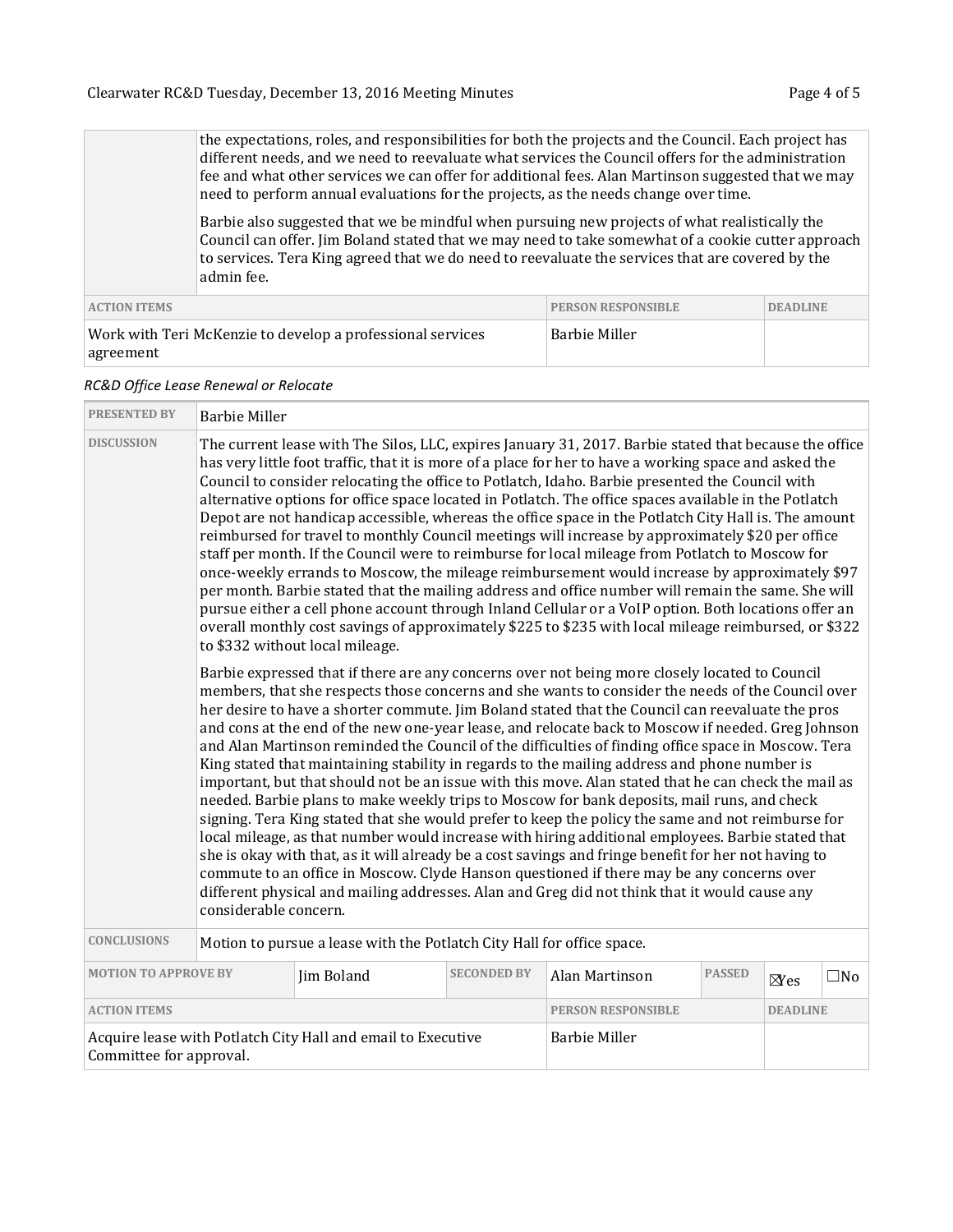| | |
|---|---|
| | the expectations, roles, and responsibilities for both the projects and the Council. Each project has different needs, and we need to reevaluate what services the Council offers for the administration fee and what other services we can offer for additional fees. Alan Martinson suggested that we may need to perform annual evaluations for the projects, as the needs change over time.<br><br>Barbie also suggested that we be mindful when pursuing new projects of what realistically the Council can offer. Jim Boland stated that we may need to take somewhat of a cookie cutter approach to services. Tera King agreed that we do need to reevaluate the services that are covered by the admin fee. |

| ACTION ITEMS | PERSON RESPONSIBLE | DEADLINE |
|---|---|---|
| Work with Teri McKenzie to develop a professional services agreement | Barbie Miller | |

*RC&D Office Lease Renewal or Relocate*

| | |
|---|---|
| PRESENTED BY | Barbie Miller |
| DISCUSSION | The current lease with The Silos, LLC, expires January 31, 2017. Barbie stated that because the office has very little foot traffic, that it is more of a place for her to have a working space and asked the Council to consider relocating the office to Potlatch, Idaho. Barbie presented the Council with alternative options for office space located in Potlatch. The office spaces available in the Potlatch Depot are not handicap accessible, whereas the office space in the Potlatch City Hall is. The amount reimbursed for travel to monthly Council meetings will increase by approximately $20 per office staff per month. If the Council were to reimburse for local mileage from Potlatch to Moscow for once-weekly errands to Moscow, the mileage reimbursement would increase by approximately $97 per month. Barbie stated that the mailing address and office number will remain the same. She will pursue either a cell phone account through Inland Cellular or a VoIP option. Both locations offer an overall monthly cost savings of approximately $225 to $235 with local mileage reimbursed, or $322 to $332 without local mileage.<br><br>Barbie expressed that if there are any concerns over not being more closely located to Council members, that she respects those concerns and she wants to consider the needs of the Council over her desire to have a shorter commute. Jim Boland stated that the Council can reevaluate the pros and cons at the end of the new one-year lease, and relocate back to Moscow if needed. Greg Johnson and Alan Martinson reminded the Council of the difficulties of finding office space in Moscow. Tera King stated that maintaining stability in regards to the mailing address and phone number is important, but that should not be an issue with this move. Alan stated that he can check the mail as needed. Barbie plans to make weekly trips to Moscow for bank deposits, mail runs, and check signing. Tera King stated that she would prefer to keep the policy the same and not reimburse for local mileage, as that number would increase with hiring additional employees. Barbie stated that she is okay with that, as it will already be a cost savings and fringe benefit for her not having to commute to an office in Moscow. Clyde Hanson questioned if there may be any concerns over different physical and mailing addresses. Alan and Greg did not think that it would cause any considerable concern. |
| CONCLUSIONS | Motion to pursue a lease with the Potlatch City Hall for office space. |

| MOTION TO APPROVE BY | SECONDED BY | PASSED |
|---|---|---|
| Jim Boland | Alan Martinson | ☒ Yes ☐ No |

| ACTION ITEMS | PERSON RESPONSIBLE | DEADLINE |
|---|---|---|
| Acquire lease with Potlatch City Hall and email to Executive Committee for approval. | Barbie Miller | |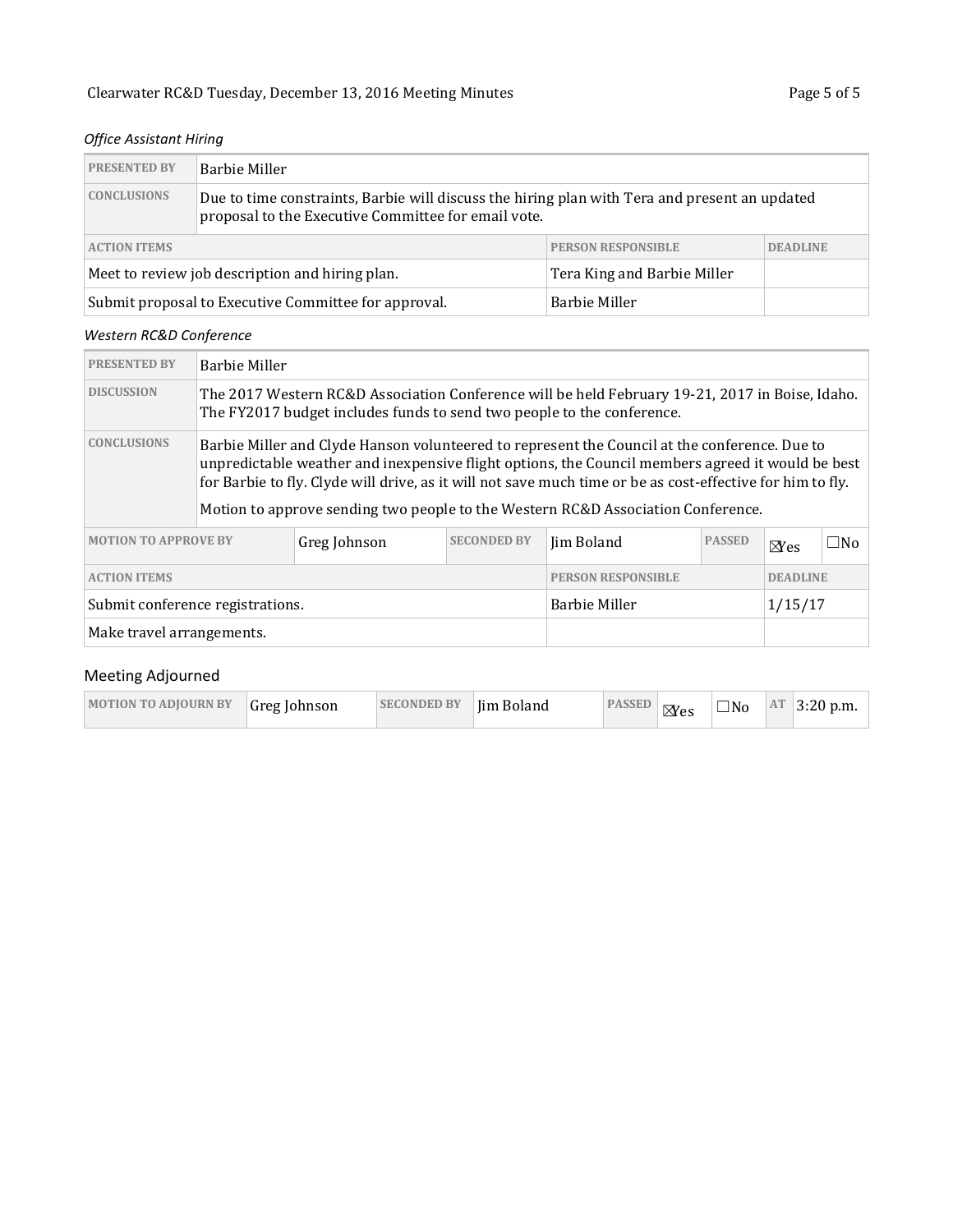*Office Assistant Hiring*

| | |
|---|---|
| **PRESENTED BY** | Barbie Miller |
| **CONCLUSIONS** | Due to time constraints, Barbie will discuss the hiring plan with Tera and present an updated proposal to the Executive Committee for email vote. |

| ACTION ITEMS | PERSON RESPONSIBLE | DEADLINE |
|---|---|---|
| Meet to review job description and hiring plan. | Tera King and Barbie Miller | |
| Submit proposal to Executive Committee for approval. | Barbie Miller | |

*Western RC&D Conference*

| | |
|---|---|
| **PRESENTED BY** | Barbie Miller |
| **DISCUSSION** | The 2017 Western RC&D Association Conference will be held February 19-21, 2017 in Boise, Idaho. The FY2017 budget includes funds to send two people to the conference. |
| **CONCLUSIONS** | Barbie Miller and Clyde Hanson volunteered to represent the Council at the conference. Due to unpredictable weather and inexpensive flight options, the Council members agreed it would be best for Barbie to fly. Clyde will drive, as it will not save much time or be as cost-effective for him to fly.<br><br>Motion to approve sending two people to the Western RC&D Association Conference. |

| MOTION TO APPROVE BY | SECONDED BY | PASSED |
|---|---|---|
| Greg Johnson | Jim Boland | ☒Yes ☐No |

| ACTION ITEMS | PERSON RESPONSIBLE | DEADLINE |
|---|---|---|
| Submit conference registrations. | Barbie Miller | 1/15/17 |
| Make travel arrangements. | | |

## Meeting Adjourned

| MOTION TO ADJOURN BY | SECONDED BY | PASSED | AT |
|---|---|---|---|
| Greg Johnson | Jim Boland | ☒Yes ☐No | 3:20 p.m. |